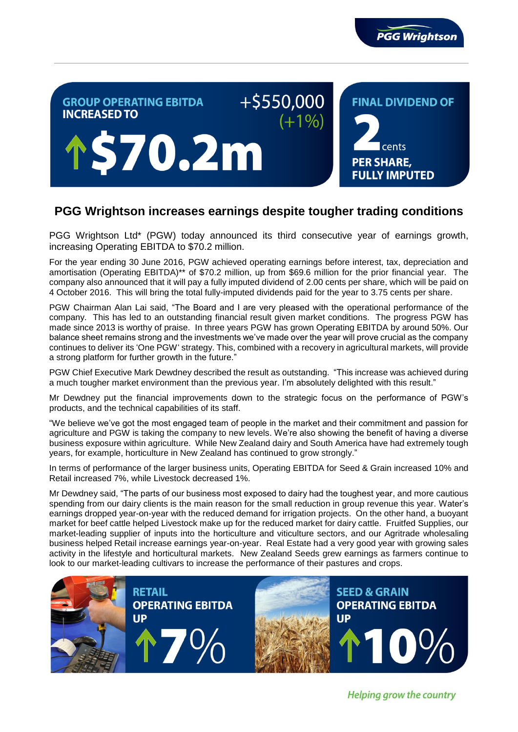**GROUP OPERATING EBITDA INCREASED TO**

**↑$70.2m**

+$550,000 (+1%)

**FINAL DIVIDEND OF 2 cents PER SHARE, FULLY IMPUTED**

## PGG Wrightson increases earnings despite tougher trading conditions

PGG Wrightson Ltd* (PGW) today announced its third consecutive year of earnings growth, increasing Operating EBITDA to $70.2 million.

For the year ending 30 June 2016, PGW achieved operating earnings before interest, tax, depreciation and amortisation (Operating EBITDA)** of $70.2 million, up from $69.6 million for the prior financial year. The company also announced that it will pay a fully imputed dividend of 2.00 cents per share, which will be paid on 4 October 2016. This will bring the total fully-imputed dividends paid for the year to 3.75 cents per share.

PGW Chairman Alan Lai said, "The Board and I are very pleased with the operational performance of the company. This has led to an outstanding financial result given market conditions. The progress PGW has made since 2013 is worthy of praise. In three years PGW has grown Operating EBITDA by around 50%. Our balance sheet remains strong and the investments we've made over the year will prove crucial as the company continues to deliver its 'One PGW' strategy. This, combined with a recovery in agricultural markets, will provide a strong platform for further growth in the future."

PGW Chief Executive Mark Dewdney described the result as outstanding. "This increase was achieved during a much tougher market environment than the previous year. I'm absolutely delighted with this result."

Mr Dewdney put the financial improvements down to the strategic focus on the performance of PGW's products, and the technical capabilities of its staff.

"We believe we've got the most engaged team of people in the market and their commitment and passion for agriculture and PGW is taking the company to new levels. We're also showing the benefit of having a diverse business exposure within agriculture. While New Zealand dairy and South America have had extremely tough years, for example, horticulture in New Zealand has continued to grow strongly."

In terms of performance of the larger business units, Operating EBITDA for Seed & Grain increased 10% and Retail increased 7%, while Livestock decreased 1%.

Mr Dewdney said, "The parts of our business most exposed to dairy had the toughest year, and more cautious spending from our dairy clients is the main reason for the small reduction in group revenue this year. Water's earnings dropped year-on-year with the reduced demand for irrigation projects. On the other hand, a buoyant market for beef cattle helped Livestock make up for the reduced market for dairy cattle. Fruitfed Supplies, our market-leading supplier of inputs into the horticulture and viticulture sectors, and our Agritrade wholesaling business helped Retail increase earnings year-on-year. Real Estate had a very good year with growing sales activity in the lifestyle and horticultural markets. New Zealand Seeds grew earnings as farmers continue to look to our market-leading cultivars to increase the performance of their pastures and crops.

**RETAIL OPERATING EBITDA UP ↑7%**

**SEED & GRAIN OPERATING EBITDA UP ↑10%**

*Helping grow the country*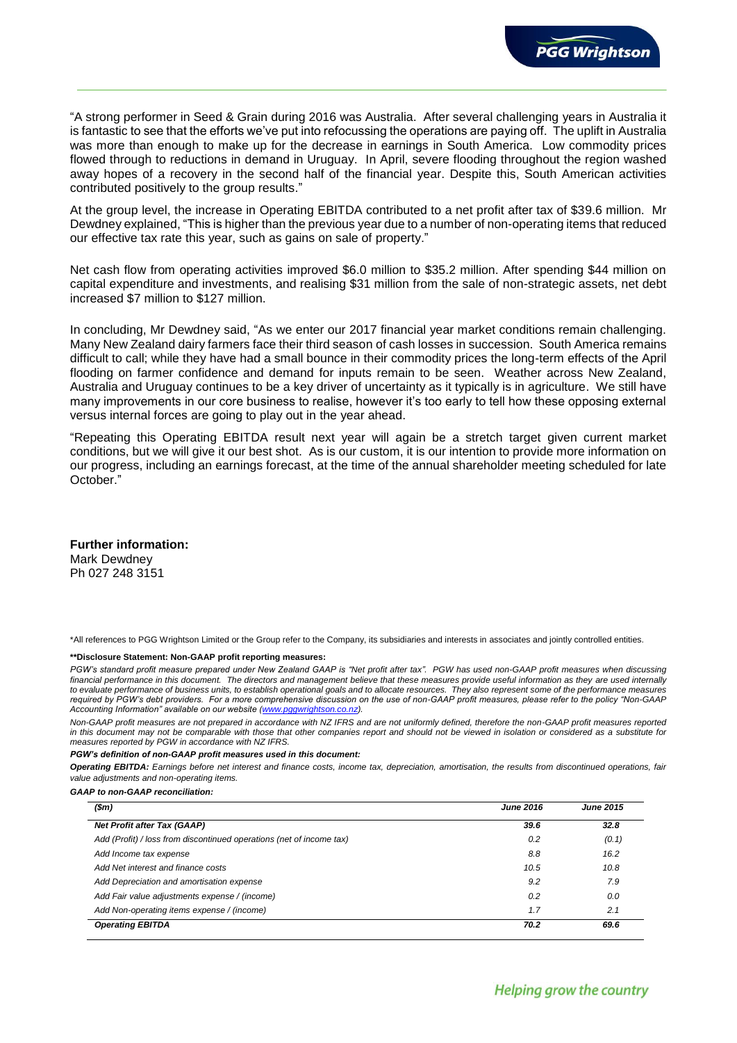"A strong performer in Seed & Grain during 2016 was Australia. After several challenging years in Australia it is fantastic to see that the efforts we've put into refocussing the operations are paying off. The uplift in Australia was more than enough to make up for the decrease in earnings in South America. Low commodity prices flowed through to reductions in demand in Uruguay. In April, severe flooding throughout the region washed away hopes of a recovery in the second half of the financial year. Despite this, South American activities contributed positively to the group results."

At the group level, the increase in Operating EBITDA contributed to a net profit after tax of $39.6 million. Mr Dewdney explained, "This is higher than the previous year due to a number of non-operating items that reduced our effective tax rate this year, such as gains on sale of property."

Net cash flow from operating activities improved $6.0 million to $35.2 million. After spending $44 million on capital expenditure and investments, and realising $31 million from the sale of non-strategic assets, net debt increased $7 million to $127 million.

In concluding, Mr Dewdney said, "As we enter our 2017 financial year market conditions remain challenging. Many New Zealand dairy farmers face their third season of cash losses in succession. South America remains difficult to call; while they have had a small bounce in their commodity prices the long-term effects of the April flooding on farmer confidence and demand for inputs remain to be seen. Weather across New Zealand, Australia and Uruguay continues to be a key driver of uncertainty as it typically is in agriculture. We still have many improvements in our core business to realise, however it's too early to tell how these opposing external versus internal forces are going to play out in the year ahead.

"Repeating this Operating EBITDA result next year will again be a stretch target given current market conditions, but we will give it our best shot. As is our custom, it is our intention to provide more information on our progress, including an earnings forecast, at the time of the annual shareholder meeting scheduled for late October."

**Further information:**
Mark Dewdney
Ph 027 248 3151

*All references to PGG Wrightson Limited or the Group refer to the Company, its subsidiaries and interests in associates and jointly controlled entities.

****Disclosure Statement: Non-GAAP profit reporting measures:**

*PGW's standard profit measure prepared under New Zealand GAAP is "Net profit after tax". PGW has used non-GAAP profit measures when discussing financial performance in this document. The directors and management believe that these measures provide useful information as they are used internally to evaluate performance of business units, to establish operational goals and to allocate resources. They also represent some of the performance measures required by PGW's debt providers. For a more comprehensive discussion on the use of non-GAAP profit measures, please refer to the policy "Non-GAAP Accounting Information" available on our website (www.pggwrightson.co.nz).*

*Non-GAAP profit measures are not prepared in accordance with NZ IFRS and are not uniformly defined, therefore the non-GAAP profit measures reported in this document may not be comparable with those that other companies report and should not be viewed in isolation or considered as a substitute for measures reported by PGW in accordance with NZ IFRS.*

***PGW's definition of non-GAAP profit measures used in this document:***

***Operating EBITDA:** Earnings before net interest and finance costs, income tax, depreciation, amortisation, the results from discontinued operations, fair value adjustments and non-operating items.*

***GAAP to non-GAAP reconciliation:***

| *($m)* | *June 2016* | *June 2015* |
|---|---|---|
| ***Net Profit after Tax (GAAP)*** | ***39.6*** | ***32.8*** |
| *Add (Profit) / loss from discontinued operations (net of income tax)* | *0.2* | *(0.1)* |
| *Add Income tax expense* | *8.8* | *16.2* |
| *Add Net interest and finance costs* | *10.5* | *10.8* |
| *Add Depreciation and amortisation expense* | *9.2* | *7.9* |
| *Add Fair value adjustments expense / (income)* | *0.2* | *0.0* |
| *Add Non-operating items expense / (income)* | *1.7* | *2.1* |
| ***Operating EBITDA*** | ***70.2*** | ***69.6*** |